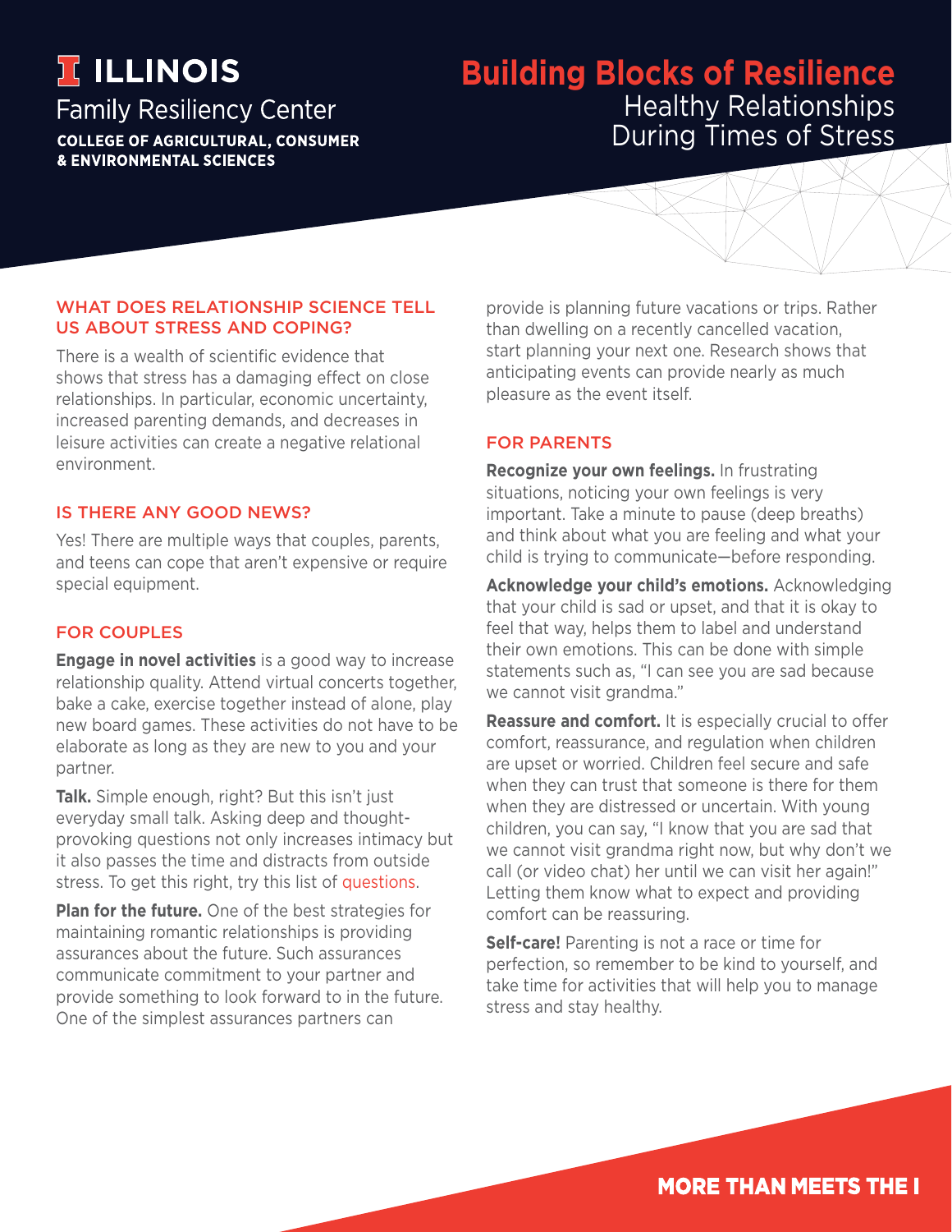**ILLINOIS**

Family Resiliency Center

**COLLEGE OF AGRICULTURAL, CONSUMER & ENVIRONMENTAL SCIENCES**

# Building Blocks of Resilience

## Healthy Relationships During Times of Stress

### WHAT DOES RELATIONSHIP SCIENCE TELL US ABOUT STRESS AND COPING?

There is a wealth of scientific evidence that shows that stress has a damaging effect on close relationships. In particular, economic uncertainty, increased parenting demands, and decreases in leisure activities can create a negative relational environment.

### IS THERE ANY GOOD NEWS?

Yes! There are multiple ways that couples, parents, and teens can cope that aren't expensive or require special equipment.

### FOR COUPLES

**Engage in novel activities** is a good way to increase relationship quality. Attend virtual concerts together, bake a cake, exercise together instead of alone, play new board games. These activities do not have to be elaborate as long as they are new to you and your partner.

**Talk.** Simple enough, right? But this isn't just everyday small talk. Asking deep and thought-provoking questions not only increases intimacy but it also passes the time and distracts from outside stress. To get this right, try this list of questions.

**Plan for the future.** One of the best strategies for maintaining romantic relationships is providing assurances about the future. Such assurances communicate commitment to your partner and provide something to look forward to in the future. One of the simplest assurances partners can provide is planning future vacations or trips. Rather than dwelling on a recently cancelled vacation, start planning your next one. Research shows that anticipating events can provide nearly as much pleasure as the event itself.

### FOR PARENTS

**Recognize your own feelings.** In frustrating situations, noticing your own feelings is very important. Take a minute to pause (deep breaths) and think about what you are feeling and what your child is trying to communicate—before responding.

**Acknowledge your child's emotions.** Acknowledging that your child is sad or upset, and that it is okay to feel that way, helps them to label and understand their own emotions. This can be done with simple statements such as, "I can see you are sad because we cannot visit grandma."

**Reassure and comfort.** It is especially crucial to offer comfort, reassurance, and regulation when children are upset or worried. Children feel secure and safe when they can trust that someone is there for them when they are distressed or uncertain. With young children, you can say, "I know that you are sad that we cannot visit grandma right now, but why don't we call (or video chat) her until we can visit her again!" Letting them know what to expect and providing comfort can be reassuring.

**Self-care!** Parenting is not a race or time for perfection, so remember to be kind to yourself, and take time for activities that will help you to manage stress and stay healthy.

**MORE THAN MEETS THE I**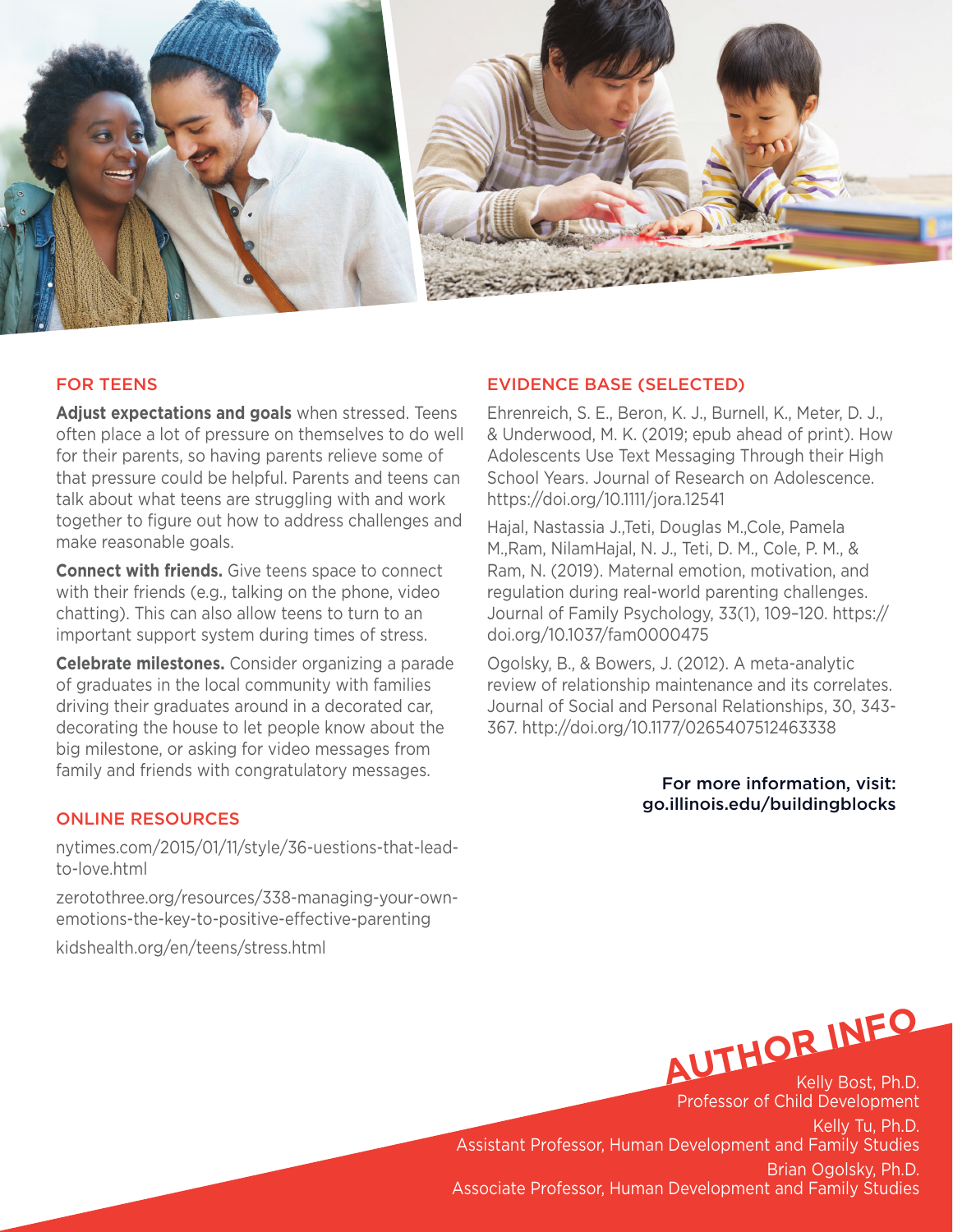## FOR TEENS

**Adjust expectations and goals** when stressed. Teens often place a lot of pressure on themselves to do well for their parents, so having parents relieve some of that pressure could be helpful. Parents and teens can talk about what teens are struggling with and work together to figure out how to address challenges and make reasonable goals.

**Connect with friends.** Give teens space to connect with their friends (e.g., talking on the phone, video chatting). This can also allow teens to turn to an important support system during times of stress.

**Celebrate milestones.** Consider organizing a parade of graduates in the local community with families driving their graduates around in a decorated car, decorating the house to let people know about the big milestone, or asking for video messages from family and friends with congratulatory messages.

## ONLINE RESOURCES

nytimes.com/2015/01/11/style/36-uestions-that-lead-to-love.html

zerotothree.org/resources/338-managing-your-own-emotions-the-key-to-positive-effective-parenting

kidshealth.org/en/teens/stress.html

## EVIDENCE BASE (SELECTED)

Ehrenreich, S. E., Beron, K. J., Burnell, K., Meter, D. J., & Underwood, M. K. (2019; epub ahead of print). How Adolescents Use Text Messaging Through their High School Years. Journal of Research on Adolescence. https://doi.org/10.1111/jora.12541

Hajal, Nastassia J.,Teti, Douglas M.,Cole, Pamela M.,Ram, NilamHajal, N. J., Teti, D. M., Cole, P. M., & Ram, N. (2019). Maternal emotion, motivation, and regulation during real-world parenting challenges. Journal of Family Psychology, 33(1), 109–120. https://doi.org/10.1037/fam0000475

Ogolsky, B., & Bowers, J. (2012). A meta-analytic review of relationship maintenance and its correlates. Journal of Social and Personal Relationships, 30, 343-367. http://doi.org/10.1177/0265407512463338

**For more information, visit: go.illinois.edu/buildingblocks**

## AUTHOR INFO

Kelly Bost, Ph.D.
Professor of Child Development

Kelly Tu, Ph.D.
Assistant Professor, Human Development and Family Studies

Brian Ogolsky, Ph.D.
Associate Professor, Human Development and Family Studies